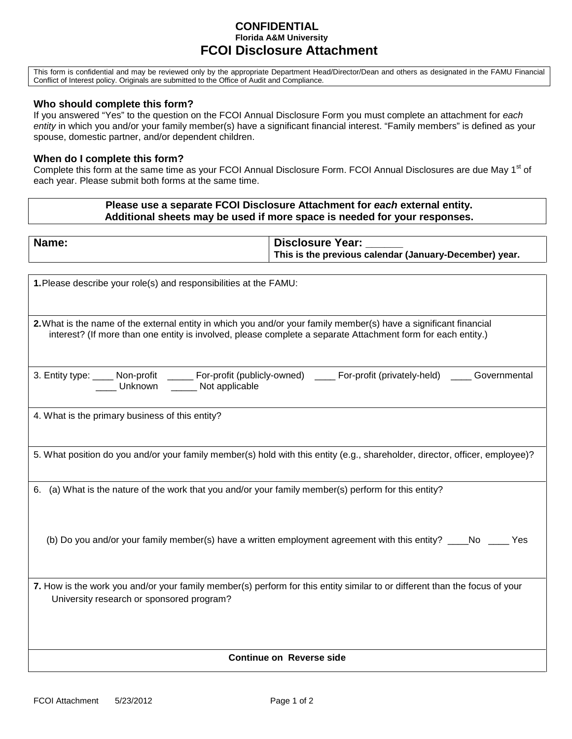# CONFIDENTIAL

**Florida A&M University**

# FCOI Disclosure Attachment

This form is confidential and may be reviewed only by the appropriate Department Head/Director/Dean and others as designated in the FAMU Financial Conflict of Interest policy. Originals are submitted to the Office of Audit and Compliance.

### Who should complete this form?

If you answered "Yes" to the question on the FCOI Annual Disclosure Form you must complete an attachment for *each entity* in which you and/or your family member(s) have a significant financial interest. "Family members" is defined as your spouse, domestic partner, and/or dependent children.

### When do I complete this form?

Complete this form at the same time as your FCOI Annual Disclosure Form. FCOI Annual Disclosures are due May 1st of each year. Please submit both forms at the same time.

**Please use a separate FCOI Disclosure Attachment for *each* external entity.**
**Additional sheets may be used if more space is needed for your responses.**

| **Name:** | **Disclosure Year: ______**<br>**This is the previous calendar (January-December) year.** |
|---|---|

**1.** Please describe your role(s) and responsibilities at the FAMU:

**2.** What is the name of the external entity in which you and/or your family member(s) have a significant financial interest? (If more than one entity is involved, please complete a separate Attachment form for each entity.)

3. Entity type: ____ Non-profit  _____ For-profit (publicly-owned)  ____ For-profit (privately-held)  ____ Governmental  ____ Unknown  _____ Not applicable

4. What is the primary business of this entity?

5. What position do you and/or your family member(s) hold with this entity (e.g., shareholder, director, officer, employee)?

6. (a) What is the nature of the work that you and/or your family member(s) perform for this entity?

(b) Do you and/or your family member(s) have a written employment agreement with this entity? ____No  ____ Yes

**7.** How is the work you and/or your family member(s) perform for this entity similar to or different than the focus of your University research or sponsored program?

**Continue on Reverse side**

FCOI Attachment 5/23/2012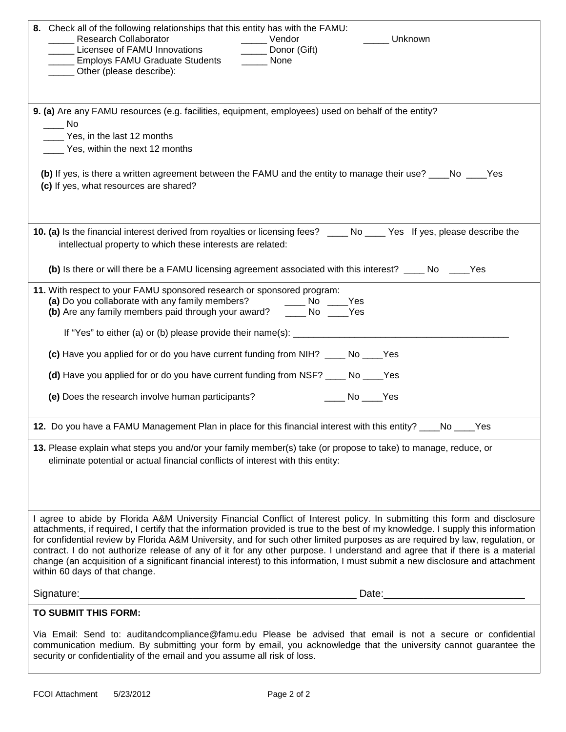**8.** Check all of the following relationships that this entity has with the FAMU:

_____ Research Collaborator
_____ Licensee of FAMU Innovations
_____ Employs FAMU Graduate Students
_____ Other (please describe):
_____ Vendor
_____ Donor (Gift)
_____ None
_____ Unknown

**9. (a)** Are any FAMU resources (e.g. facilities, equipment, employees) used on behalf of the entity?

____ No
____ Yes, in the last 12 months
____ Yes, within the next 12 months

**(b)** If yes, is there a written agreement between the FAMU and the entity to manage their use? ____No ____Yes

**(c)** If yes, what resources are shared?

**10. (a)** Is the financial interest derived from royalties or licensing fees? ____ No ____ Yes If yes, please describe the intellectual property to which these interests are related:

**(b)** Is there or will there be a FAMU licensing agreement associated with this interest? ____ No ____Yes

**11.** With respect to your FAMU sponsored research or sponsored program:

**(a)** Do you collaborate with any family members? ____ No ____Yes

**(b)** Are any family members paid through your award? ____ No ____Yes

If "Yes" to either (a) or (b) please provide their name(s): ___________________________________________

**(c)** Have you applied for or do you have current funding from NIH? ____ No ____Yes

**(d)** Have you applied for or do you have current funding from NSF? ____ No ____Yes

**(e)** Does the research involve human participants? ____ No ____Yes

**12.** Do you have a FAMU Management Plan in place for this financial interest with this entity? ____No ____Yes

**13.** Please explain what steps you and/or your family member(s) take (or propose to take) to manage, reduce, or eliminate potential or actual financial conflicts of interest with this entity:

I agree to abide by Florida A&M University Financial Conflict of Interest policy. In submitting this form and disclosure attachments, if required, I certify that the information provided is true to the best of my knowledge. I supply this information for confidential review by Florida A&M University, and for such other limited purposes as are required by law, regulation, or contract. I do not authorize release of any of it for any other purpose. I understand and agree that if there is a material change (an acquisition of a significant financial interest) to this information, I must submit a new disclosure and attachment within 60 days of that change.

Signature:___________________________________________________ Date:________________________

**TO SUBMIT THIS FORM:**

Via Email: Send to: auditandcompliance@famu.edu Please be advised that email is not a secure or confidential communication medium. By submitting your form by email, you acknowledge that the university cannot guarantee the security or confidentiality of the email and you assume all risk of loss.

FCOI Attachment 5/23/2012